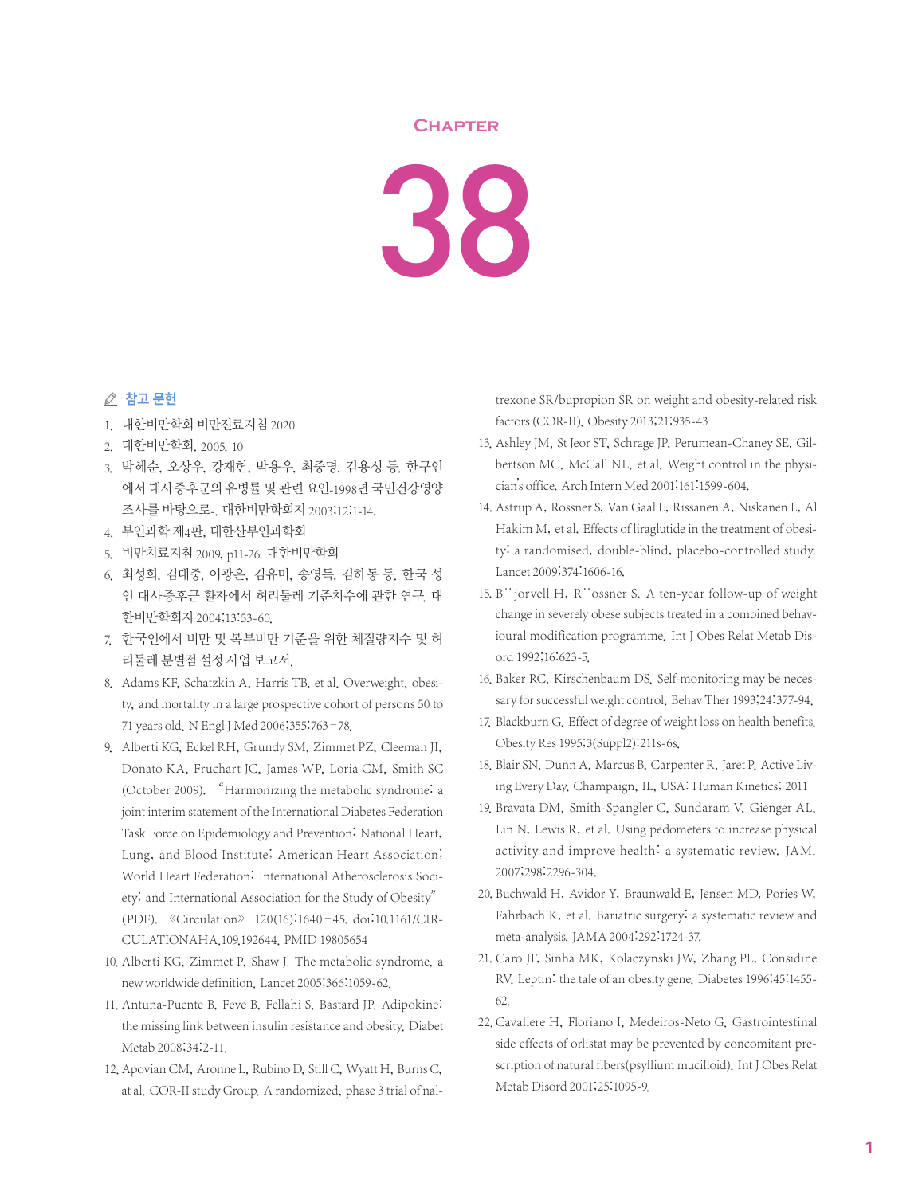# Chapter 38

## 참고 문헌

1. 대한비만학회 비만진료지침 2020
2. 대한비만학회. 2005. 10
3. 박혜순, 오상우, 강재헌, 박용우, 최중명, 김용성 등. 한국인에서 대사증후군의 유병률 및 관련 요인-1998년 국민건강영양조사를 바탕으로-. 대한비만학회지 2003;12:1-14.
4. 부인과학 제4판. 대한산부인과학회
5. 비만치료지침 2009. p11-26. 대한비만학회
6. 최성희, 김대중, 이광은, 김유미, 송영득, 김하동 등. 한국 성인 대사증후군 환자에서 허리둘레 기준치수에 관한 연구. 대한비만학회지 2004;13:53-60.
7. 한국인에서 비만 및 복부비만 기준을 위한 체질량지수 및 허리둘레 분별점 설정 사업 보고서.
8. Adams KF, Schatzkin A, Harris TB, et al. Overweight, obesity, and mortality in a large prospective cohort of persons 50 to 71 years old. N Engl J Med 2006;355:763–78.
9. Alberti KG, Eckel RH, Grundy SM, Zimmet PZ, Cleeman JI, Donato KA, Fruchart JC, James WP, Loria CM, Smith SC (October 2009). "Harmonizing the metabolic syndrome: a joint interim statement of the International Diabetes Federation Task Force on Epidemiology and Prevention; National Heart, Lung, and Blood Institute; American Heart Association; World Heart Federation; International Atherosclerosis Society; and International Association for the Study of Obesity" (PDF). 《Circulation》 120(16):1640–45. doi:10.1161/CIRCULATIONAHA.109.192644. PMID 19805654
10. Alberti KG, Zimmet P, Shaw J. The metabolic syndrome, a new worldwide definition. Lancet 2005;366:1059-62.
11. Antuna-Puente B, Feve B, Fellahi S, Bastard JP. Adipokine: the missing link between insulin resistance and obesity. Diabet Metab 2008;34:2-11.
12. Apovian CM, Aronne L, Rubino D, Still C, Wyatt H, Burns C, at al. COR-II study Group. A randomized, phase 3 trial of naltrexone SR/bupropion SR on weight and obesity-related risk factors (COR-II). Obesity 2013;21:935-43
13. Ashley JM, St Jeor ST, Schrage JP, Perumean-Chaney SE, Gilbertson MC, McCall NL, et al. Weight control in the physician's office. Arch Intern Med 2001;161:1599-604.
14. Astrup A, Rossner S, Van Gaal L, Rissanen A, Niskanen L, Al Hakim M, et al. Effects of liraglutide in the treatment of obesity: a randomised, double-blind, placebo-controlled study. Lancet 2009;374:1606-16.
15. B¨jorvell H, R¨ossner S. A ten-year follow-up of weight change in severely obese subjects treated in a combined behavioural modification programme. Int J Obes Relat Metab Disord 1992;16:623-5.
16. Baker RC, Kirschenbaum DS. Self-monitoring may be necessary for successful weight control. Behav Ther 1993;24:377-94.
17. Blackburn G. Effect of degree of weight loss on health benefits. Obesity Res 1995;3(Suppl2):211s-6s.
18. Blair SN, Dunn A, Marcus B, Carpenter R, Jaret P. Active Living Every Day. Champaign, IL, USA: Human Kinetics; 2011
19. Bravata DM, Smith-Spangler C, Sundaram V, Gienger AL, Lin N, Lewis R, et al. Using pedometers to increase physical activity and improve health: a systematic review. JAM. 2007;298:2296-304.
20. Buchwald H, Avidor Y, Braunwald E, Jensen MD, Pories W, Fahrbach K, et al. Bariatric surgery: a systematic review and meta-analysis. JAMA 2004;292:1724-37.
21. Caro JF, Sinha MK, Kolaczynski JW, Zhang PL, Considine RV. Leptin: the tale of an obesity gene. Diabetes 1996;45:1455-62.
22. Cavaliere H, Floriano I, Medeiros-Neto G. Gastrointestinal side effects of orlistat may be prevented by concomitant prescription of natural fibers(psyllium mucilloid). Int J Obes Relat Metab Disord 2001;25:1095-9.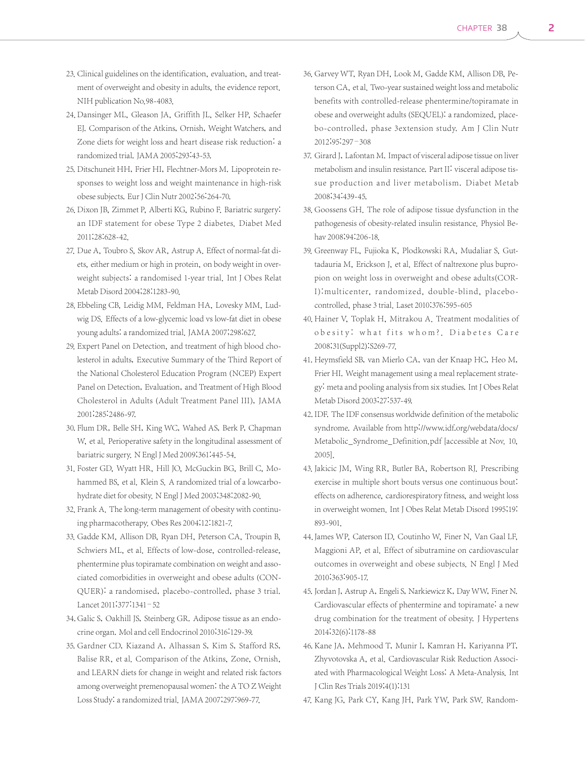23. Clinical guidelines on the identification, evaluation, and treatment of overweight and obesity in adults, the evidence report. NIH publication No.98-4083.
24. Dansinger ML, Gleason JA, Griffith JL, Selker HP, Schaefer EJ. Comparison of the Atkins, Ornish, Weight Watchers, and Zone diets for weight loss and heart disease risk reduction: a randomized trial. JAMA 2005;293:43-53.
25. Ditschuneit HH, Frier HI, Flechtner-Mors M. Lipoprotein responses to weight loss and weight maintenance in high-risk obese subjects. Eur J Clin Nutr 2002;56:264-70.
26. Dixon JB, Zimmet P, Alberti KG, Rubino F. Bariatric surgery: an IDF statement for obese Type 2 diabetes. Diabet Med 2011;28:628-42.
27. Due A, Toubro S, Skov AR, Astrup A. Effect of normal-fat diets, either medium or high in protein, on body weight in overweight subjects: a randomised 1-year trial. Int J Obes Relat Metab Disord 2004;28:1283-90.
28. Ebbeling CB, Leidig MM, Feldman HA, Lovesky MM, Ludwig DS. Effects of a low-glycemic load vs low-fat diet in obese young adults: a randomized trial. JAMA 2007;298:627.
29. Expert Panel on Detection, and treatment of high blood cholesterol in adults, Executive Summary of the Third Report of the National Cholesterol Education Program (NCEP) Expert Panel on Detection, Evaluation, and Treatment of High Blood Cholesterol in Adults (Adult Treatment Panel III), JAMA 2001;285:2486-97.
30. Flum DR, Belle SH, King WC, Wahed AS, Berk P, Chapman W, et al. Perioperative safety in the longitudinal assessment of bariatric surgery. N Engl J Med 2009;361:445-54.
31. Foster GD, Wyatt HR, Hill JO, McGuckin BG, Brill C, Mohammed BS, et al. Klein S. A randomized trial of a lowcarbohydrate diet for obesity. N Engl J Med 2003;348:2082-90.
32. Frank A. The long-term management of obesity with continuing pharmacotherapy. Obes Res 2004;12:1821-7.
33. Gadde KM, Allison DB, Ryan DH, Peterson CA, Troupin B, Schwiers ML, et al. Effects of low-dose, controlled-release, phentermine plus topiramate combination on weight and associated comorbidities in overweight and obese adults (CONQUER): a randomised, placebo-controlled, phase 3 trial. Lancet 2011;377:1341–52
34. Galic S, Oakhill JS, Steinberg GR. Adipose tissue as an endocrine organ. Mol and cell Endocrinol 2010;316:129-39.
35. Gardner CD, Kiazand A, Alhassan S, Kim S, Stafford RS, Balise RR, et al. Comparison of the Atkins, Zone, Ornish, and LEARN diets for change in weight and related risk factors among overweight premenopausal women: the A TO Z Weight Loss Study: a randomized trial. JAMA 2007;297:969-77.
36. Garvey WT, Ryan DH, Look M, Gadde KM, Allison DB, Peterson CA, et al. Two-year sustained weight loss and metabolic benefits with controlled-release phentermine/topiramate in obese and overweight adults (SEQUEL): a randomized, placebo-controlled, phase 3extension study. Am J Clin Nutr 2012;95:297–308
37. Girard J, Lafontan M. Impact of visceral adipose tissue on liver metabolism and insulin resistance. Part II: visceral adipose tissue production and liver metabolism. Diabet Metab 2008;34:439-45.
38. Goossens GH. The role of adipose tissue dysfunction in the pathogenesis of obesity-related insulin resistance. Physiol Behav 2008;94:206-18.
39. Greenway FL, Fujioka K, Plodkowski RA, Mudaliar S, Guttadauria M, Erickson J, et al. Effect of naltrexone plus bupropion on weight loss in overweight and obese adults(COR-I):multicenter, randomized, double-blind, placebo-controlled, phase 3 trial. Laset 2010;376:595-605
40. Hainer V, Toplak H, Mitrakou A. Treatment modalities of obesity: what fits whom?. Diabetes Care 2008;31(Suppl2):S269-77.
41. Heymsfield SB, van Mierlo CA, van der Knaap HC, Heo M, Frier HI. Weight management using a meal replacement strategy: meta and pooling analysis from six studies. Int J Obes Relat Metab Disord 2003;27:537-49.
42. IDF. The IDF consensus worldwide definition of the metabolic syndrome. Available from http://www.idf.org/webdata/docs/Metabolic_Syndrome_Definition.pdf [accessible at Nov. 10, 2005].
43. Jakicic JM, Wing RR, Butler BA, Robertson RJ. Prescribing exercise in multiple short bouts versus one continuous bout: effects on adherence, cardiorespiratory fitness, and weight loss in overweight women. Int J Obes Relat Metab Disord 1995;19:893-901.
44. James WP, Caterson ID, Coutinho W, Finer N, Van Gaal LF, Maggioni AP, et al. Effect of sibutramine on cardiovascular outcomes in overweight and obese subjects. N Engl J Med 2010;363:905-17.
45. Jordan J, Astrup A, Engeli S, Narkiewicz K, Day WW, Finer N. Cardiovascular effects of phentermine and topiramate: a new drug combination for the treatment of obesity. J Hypertens 2014;32(6):1178-88
46. Kane JA, Mehmood T, Munir I, Kamran H, Kariyanna PT, Zhyvotovska A, et al. Cardiovascular Risk Reduction Associated with Pharmacological Weight Loss: A Meta-Analysis. Int J Clin Res Trials 2019;4(1):131
47. Kang JG, Park CY, Kang JH, Park YW, Park SW. Random-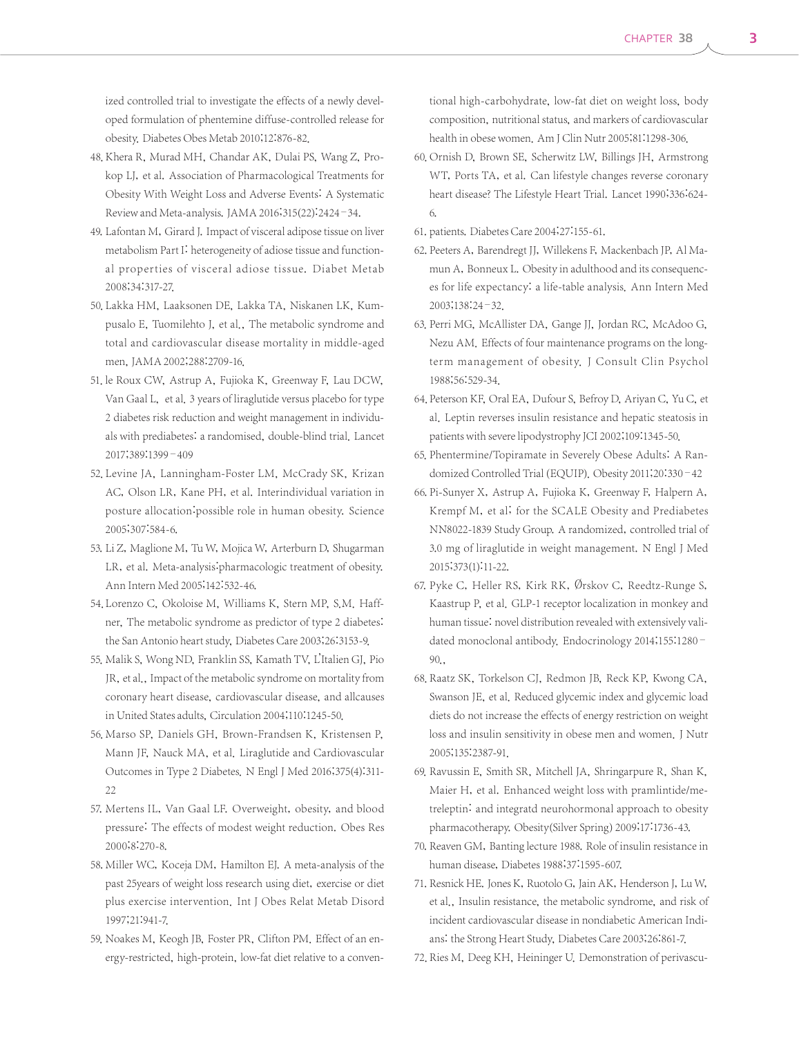ized controlled trial to investigate the effects of a newly developed formulation of phentemine diffuse-controlled release for obesity. Diabetes Obes Metab 2010;12:876-82.

48. Khera R, Murad MH, Chandar AK, Dulai PS, Wang Z, Prokop LJ, et al. Association of Pharmacological Treatments for Obesity With Weight Loss and Adverse Events: A Systematic Review and Meta-analysis. JAMA 2016;315(22):2424–34.
49. Lafontan M, Girard J. Impact of visceral adipose tissue on liver metabolism Part I: heterogeneity of adiose tissue and functional properties of visceral adiose tissue. Diabet Metab 2008;34:317-27.
50. Lakka HM, Laaksonen DE, Lakka TA, Niskanen LK, Kumpusalo E, Tuomilehto J, et al., The metabolic syndrome and total and cardiovascular disease mortality in middle-aged men, JAMA 2002;288:2709-16.
51. le Roux CW, Astrup A, Fujioka K, Greenway F, Lau DCW, Van Gaal L, et al. 3 years of liraglutide versus placebo for type 2 diabetes risk reduction and weight management in individuals with prediabetes: a randomised, double-blind trial. Lancet 2017;389:1399–409
52. Levine JA, Lanningham-Foster LM, McCrady SK, Krizan AC, Olson LR, Kane PH, et al. Interindividual variation in posture allocation:possible role in human obesity. Science 2005;307:584-6.
53. Li Z, Maglione M, Tu W, Mojica W, Arterburn D, Shugarman LR, et al. Meta-analysis:pharmacologic treatment of obesity. Ann Intern Med 2005;142:532-46.
54. Lorenzo C, Okoloise M, Williams K, Stern MP, S.M. Haffner, The metabolic syndrome as predictor of type 2 diabetes: the San Antonio heart study, Diabetes Care 2003;26:3153-9.
55. Malik S, Wong ND, Franklin SS, Kamath TV, L'Italien GJ, Pio JR, et al., Impact of the metabolic syndrome on mortality from coronary heart disease, cardiovascular disease, and allcauses in United States adults, Circulation 2004;110:1245-50.
56. Marso SP, Daniels GH, Brown-Frandsen K, Kristensen P, Mann JF, Nauck MA, et al. Liraglutide and Cardiovascular Outcomes in Type 2 Diabetes. N Engl J Med 2016;375(4):311-22
57. Mertens IL, Van Gaal LF. Overweight, obesity, and blood pressure: The effects of modest weight reduction. Obes Res 2000;8:270-8.
58. Miller WC, Koceja DM, Hamilton EJ. A meta-analysis of the past 25years of weight loss research using diet, exercise or diet plus exercise intervention. Int J Obes Relat Metab Disord 1997;21:941-7.
59. Noakes M, Keogh JB, Foster PR, Clifton PM. Effect of an energy-restricted, high-protein, low-fat diet relative to a conventional high-carbohydrate, low-fat diet on weight loss, body composition, nutritional status, and markers of cardiovascular health in obese women. Am J Clin Nutr 2005;81:1298-306.
60. Ornish D, Brown SE, Scherwitz LW, Billings JH, Armstrong WT, Ports TA, et al. Can lifestyle changes reverse coronary heart disease? The Lifestyle Heart Trial. Lancet 1990;336:624-6.
61. patients. Diabetes Care 2004;27:155-61.
62. Peeters A, Barendregt JJ, Willekens F, Mackenbach JP, Al Mamun A, Bonneux L. Obesity in adulthood and its consequences for life expectancy: a life-table analysis. Ann Intern Med 2003;138:24–32.
63. Perri MG, McAllister DA, Gange JJ, Jordan RC, McAdoo G, Nezu AM. Effects of four maintenance programs on the long-term management of obesity. J Consult Clin Psychol 1988;56:529-34.
64. Peterson KF, Oral EA, Dufour S, Befroy D, Ariyan C, Yu C, et al. Leptin reverses insulin resistance and hepatic steatosis in patients with severe lipodystrophy JCI 2002;109:1345-50.
65. Phentermine/Topiramate in Severely Obese Adults: A Randomized Controlled Trial (EQUIP). Obesity 2011;20:330–42
66. Pi-Sunyer X, Astrup A, Fujioka K, Greenway F, Halpern A, Krempf M, et al; for the SCALE Obesity and Prediabetes NN8022-1839 Study Group. A randomized, controlled trial of 3.0 mg of liraglutide in weight management. N Engl J Med 2015;373(1):11-22.
67. Pyke C, Heller RS, Kirk RK, Ørskov C, Reedtz-Runge S, Kaastrup P, et al. GLP-1 receptor localization in monkey and human tissue: novel distribution revealed with extensively validated monoclonal antibody. Endocrinology 2014;155:1280–90..
68. Raatz SK, Torkelson CJ, Redmon JB, Reck KP, Kwong CA, Swanson JE, et al. Reduced glycemic index and glycemic load diets do not increase the effects of energy restriction on weight loss and insulin sensitivity in obese men and women. J Nutr 2005;135:2387-91.
69. Ravussin E, Smith SR, Mitchell JA, Shringarpure R, Shan K, Maier H, et al. Enhanced weight loss with pramlintide/metreleptin: and integratd neurohormonal approach to obesity pharmacotherapy. Obesity(Silver Spring) 2009;17:1736-43.
70. Reaven GM, Banting lecture 1988. Role of insulin resistance in human disease, Diabetes 1988;37:1595-607.
71. Resnick HE. Jones K, Ruotolo G, Jain AK, Henderson J, Lu W, et al., Insulin resistance, the metabolic syndrome, and risk of incident cardiovascular disease in nondiabetic American Indians: the Strong Heart Study, Diabetes Care 2003;26:861-7.
72. Ries M, Deeg KH, Heininger U. Demonstration of perivascu-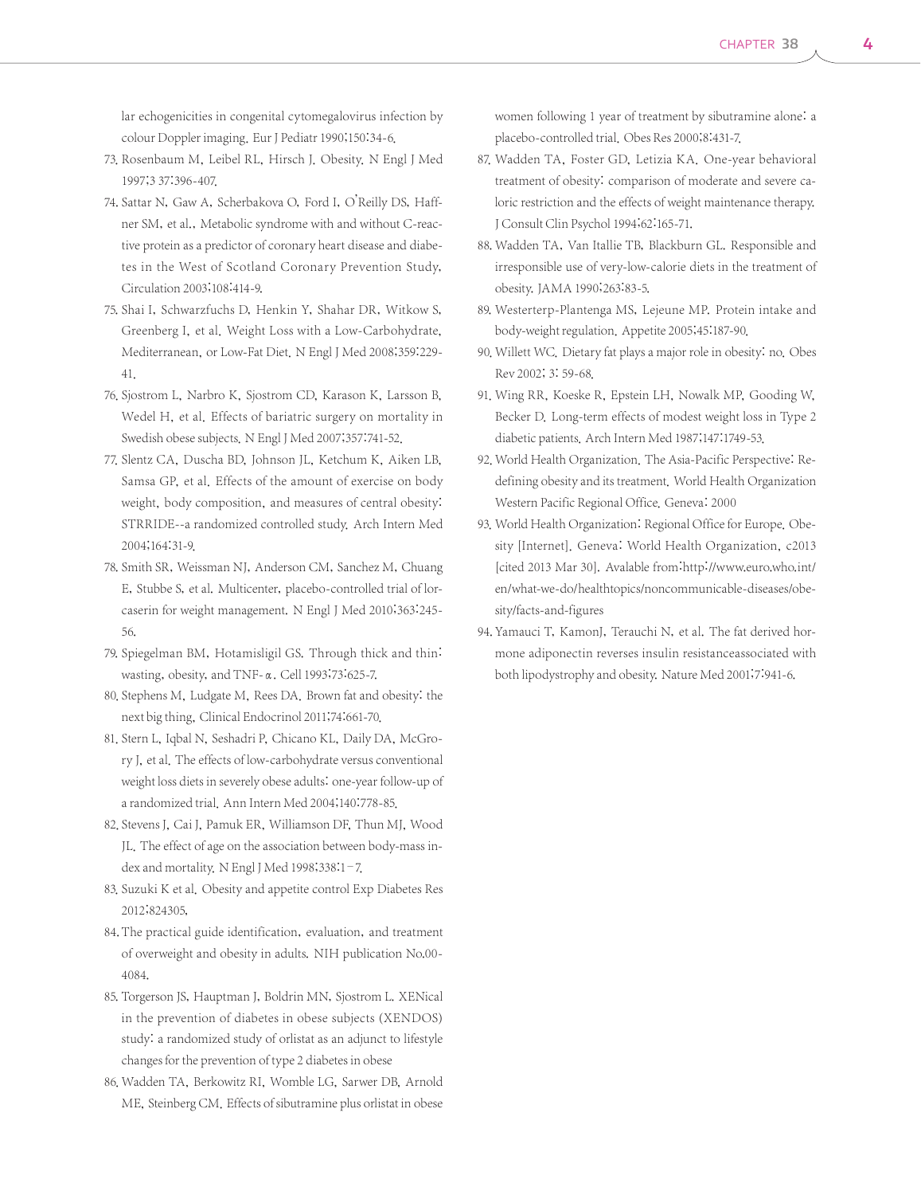lar echogenicities in congenital cytomegalovirus infection by colour Doppler imaging. Eur J Pediatr 1990;150:34-6.

73. Rosenbaum M, Leibel RL, Hirsch J. Obesity. N Engl J Med 1997;3 37:396-407.
74. Sattar N, Gaw A, Scherbakova O, Ford I, O'Reilly DS, Haffner SM, et al., Metabolic syndrome with and without C-reactive protein as a predictor of coronary heart disease and diabetes in the West of Scotland Coronary Prevention Study, Circulation 2003;108:414-9.
75. Shai I, Schwarzfuchs D, Henkin Y, Shahar DR, Witkow S, Greenberg I, et al. Weight Loss with a Low-Carbohydrate, Mediterranean, or Low-Fat Diet. N Engl J Med 2008;359:229-41.
76. Sjostrom L, Narbro K, Sjostrom CD, Karason K, Larsson B, Wedel H, et al. Effects of bariatric surgery on mortality in Swedish obese subjects. N Engl J Med 2007;357:741-52.
77. Slentz CA, Duscha BD, Johnson JL, Ketchum K, Aiken LB, Samsa GP, et al. Effects of the amount of exercise on body weight, body composition, and measures of central obesity: STRRIDE--a randomized controlled study. Arch Intern Med 2004;164:31-9.
78. Smith SR, Weissman NJ, Anderson CM, Sanchez M, Chuang E, Stubbe S, et al. Multicenter, placebo-controlled trial of lorcaserin for weight management. N Engl J Med 2010;363:245-56.
79. Spiegelman BM, Hotamisligil GS. Through thick and thin: wasting, obesity, and TNF-α. Cell 1993;73:625-7.
80. Stephens M, Ludgate M, Rees DA. Brown fat and obesity: the next big thing. Clinical Endocrinol 2011;74:661-70.
81. Stern L, Iqbal N, Seshadri P, Chicano KL, Daily DA, McGrory J, et al. The effects of low-carbohydrate versus conventional weight loss diets in severely obese adults: one-year follow-up of a randomized trial. Ann Intern Med 2004;140:778-85.
82. Stevens J, Cai J, Pamuk ER, Williamson DF, Thun MJ, Wood JL. The effect of age on the association between body-mass index and mortality. N Engl J Med 1998;338:1–7.
83. Suzuki K et al. Obesity and appetite control Exp Diabetes Res 2012;824305.
84. The practical guide identification, evaluation, and treatment of overweight and obesity in adults. NIH publication No.00-4084.
85. Torgerson JS, Hauptman J, Boldrin MN, Sjostrom L. XENical in the prevention of diabetes in obese subjects (XENDOS) study: a randomized study of orlistat as an adjunct to lifestyle changes for the prevention of type 2 diabetes in obese
86. Wadden TA, Berkowitz RI, Womble LG, Sarwer DB, Arnold ME, Steinberg CM. Effects of sibutramine plus orlistat in obese women following 1 year of treatment by sibutramine alone: a placebo-controlled trial. Obes Res 2000;8:431-7.
87. Wadden TA, Foster GD, Letizia KA. One-year behavioral treatment of obesity: comparison of moderate and severe caloric restriction and the effects of weight maintenance therapy. J Consult Clin Psychol 1994;62:165-71.
88. Wadden TA, Van Itallie TB, Blackburn GL. Responsible and irresponsible use of very-low-calorie diets in the treatment of obesity. JAMA 1990;263:83-5.
89. Westerterp-Plantenga MS, Lejeune MP. Protein intake and body-weight regulation. Appetite 2005;45:187-90.
90. Willett WC. Dietary fat plays a major role in obesity: no. Obes Rev 2002; 3: 59-68.
91. Wing RR, Koeske R, Epstein LH, Nowalk MP, Gooding W, Becker D. Long-term effects of modest weight loss in Type 2 diabetic patients. Arch Intern Med 1987;147:1749-53.
92. World Health Organization. The Asia-Pacific Perspective: Redefining obesity and its treatment. World Health Organization Western Pacific Regional Office. Geneva: 2000
93. World Health Organization: Regional Office for Europe. Obesity [Internet]. Geneva: World Health Organization, c2013 [cited 2013 Mar 30]. Avalable from:http://www.euro.who.int/en/what-we-do/healthtopics/noncommunicable-diseases/obesity/facts-and-figures
94. Yamauci T, KamonJ, Terauchi N, et al. The fat derived hormone adiponectin reverses insulin resistanceassociated with both lipodystrophy and obesity. Nature Med 2001;7:941-6.